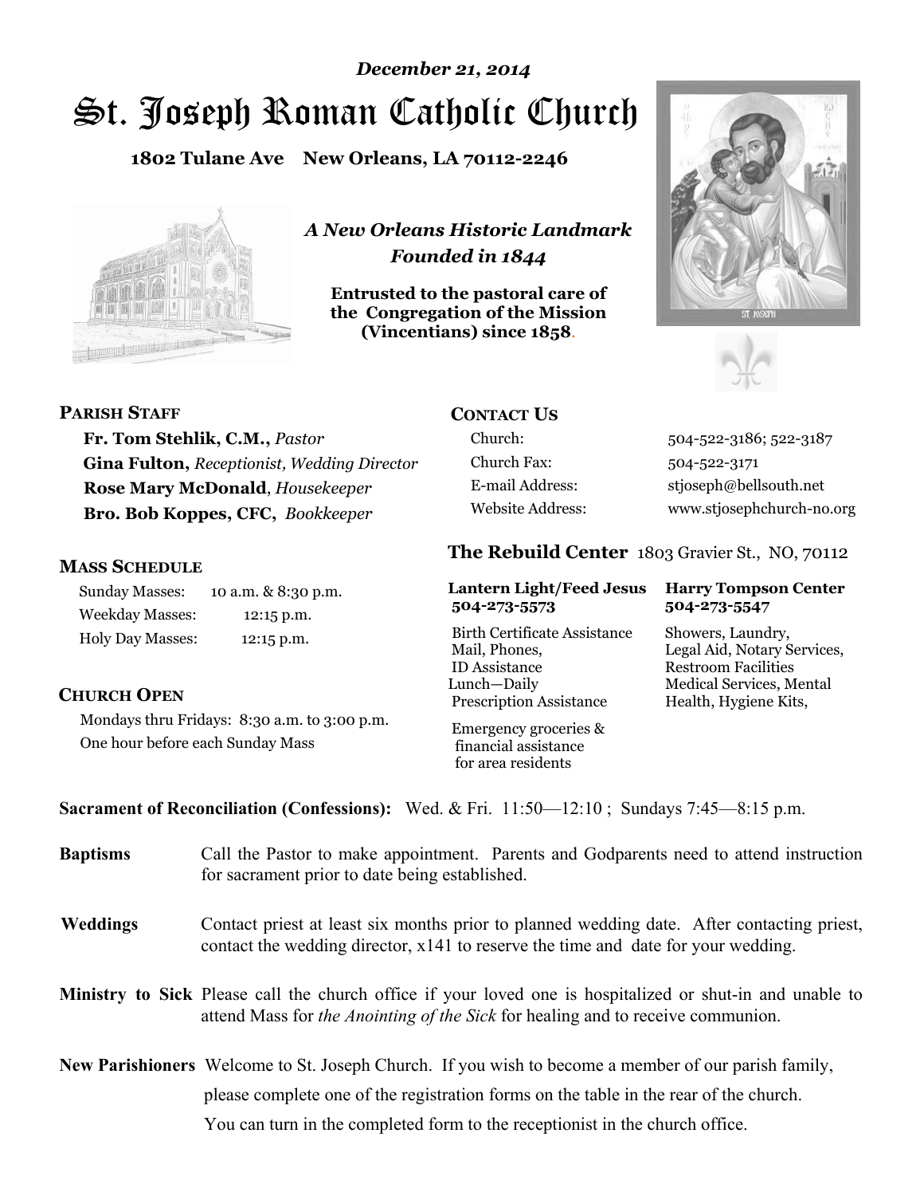*December 21, 2014*

# St. Joseph Roman Catholic Church

**1802 Tulane Ave New Orleans, LA 70112-2246**

***A New Orleans Historic Landmark***
***Founded in 1844***

**Entrusted to the pastoral care of the Congregation of the Mission (Vincentians) since 1858.**

### PARISH STAFF

**Fr. Tom Stehlik, C.M.,** *Pastor*
**Gina Fulton,** *Receptionist, Wedding Director*
**Rose Mary McDonald**, *Housekeeper*
**Bro. Bob Koppes, CFC,** *Bookkeeper*

### MASS SCHEDULE

| | |
|---|---|
| Sunday Masses: | 10 a.m. & 8:30 p.m. |
| Weekday Masses: | 12:15 p.m. |
| Holy Day Masses: | 12:15 p.m. |

### CHURCH OPEN

Mondays thru Fridays: 8:30 a.m. to 3:00 p.m.
One hour before each Sunday Mass

### CONTACT US

| | |
|---|---|
| Church: | 504-522-3186; 522-3187 |
| Church Fax: | 504-522-3171 |
| E-mail Address: | stjoseph@bellsouth.net |
| Website Address: | www.stjosephchurch-no.org |

### The Rebuild Center 1803 Gravier St., NO, 70112

**Lantern Light/Feed Jesus 504-273-5573**

Birth Certificate Assistance
Mail, Phones,
ID Assistance
Lunch—Daily
Prescription Assistance

Emergency groceries & financial assistance for area residents

**Harry Tompson Center 504-273-5547**

Showers, Laundry,
Legal Aid, Notary Services,
Restroom Facilities
Medical Services, Mental Health, Hygiene Kits,

**Sacrament of Reconciliation (Confessions):** Wed. & Fri. 11:50—12:10 ; Sundays 7:45—8:15 p.m.

**Baptisms** Call the Pastor to make appointment. Parents and Godparents need to attend instruction for sacrament prior to date being established.

**Weddings** Contact priest at least six months prior to planned wedding date. After contacting priest, contact the wedding director, x141 to reserve the time and date for your wedding.

**Ministry to Sick** Please call the church office if your loved one is hospitalized or shut-in and unable to attend Mass for *the Anointing of the Sick* for healing and to receive communion.

**New Parishioners** Welcome to St. Joseph Church. If you wish to become a member of our parish family, please complete one of the registration forms on the table in the rear of the church. You can turn in the completed form to the receptionist in the church office.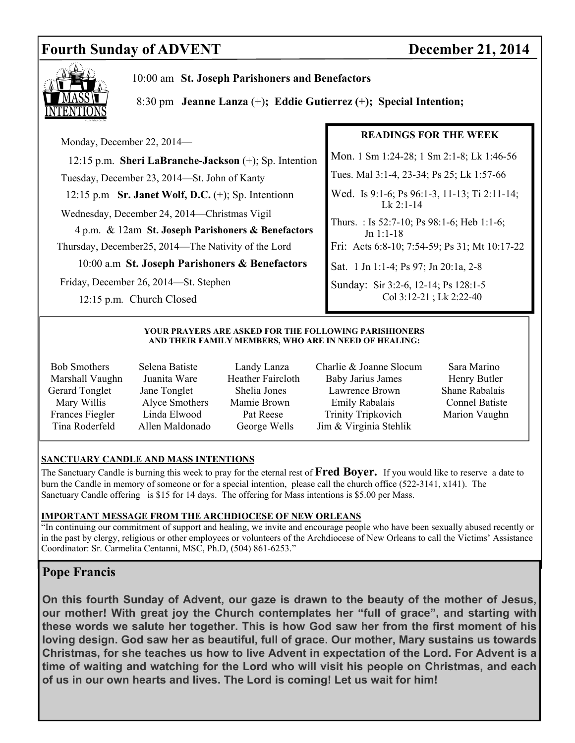## Fourth Sunday of ADVENT — December 21, 2014

**MASS INTENTIONS**

10:00 am **St. Joseph Parishoners and Benefactors**

8:30 pm **Jeanne Lanza** (+); **Eddie Gutierrez (+); Special Intention;**

Monday, December 22, 2014—

12:15 p.m. **Sheri LaBranche-Jackson** (+); Sp. Intention

Tuesday, December 23, 2014—St. John of Kanty

12:15 p.m **Sr. Janet Wolf, D.C.** (+); Sp. Intentionn

Wednesday, December 24, 2014—Christmas Vigil

4 p.m. & 12am **St. Joseph Parishoners & Benefactors**

Thursday, December25, 2014—The Nativity of the Lord

10:00 a.m **St. Joseph Parishoners & Benefactors**

Friday, December 26, 2014—St. Stephen

12:15 p.m. Church Closed

**READINGS FOR THE WEEK**

Mon. 1 Sm 1:24-28; 1 Sm 2:1-8; Lk 1:46-56

Tues. Mal 3:1-4, 23-34; Ps 25; Lk 1:57-66

Wed. Is 9:1-6; Ps 96:1-3, 11-13; Ti 2:11-14; Lk 2:1-14

Thurs. : Is 52:7-10; Ps 98:1-6; Heb 1:1-6; Jn 1:1-18

Fri: Acts 6:8-10; 7:54-59; Ps 31; Mt 10:17-22

Sat. 1 Jn 1:1-4; Ps 97; Jn 20:1a, 2-8

Sunday: Sir 3:2-6, 12-14; Ps 128:1-5 Col 3:12-21 ; Lk 2:22-40

**YOUR PRAYERS ARE ASKED FOR THE FOLLOWING PARISHIONERS AND THEIR FAMILY MEMBERS, WHO ARE IN NEED OF HEALING:**

| | | | | |
|---|---|---|---|---|
| Bob Smothers | Selena Batiste | Landy Lanza | Charlie & Joanne Slocum | Sara Marino |
| Marshall Vaughn | Juanita Ware | Heather Faircloth | Baby Jarius James | Henry Butler |
| Gerard Tonglet | Jane Tonglet | Shelia Jones | Lawrence Brown | Shane Rabalais |
| Mary Willis | Alyce Smothers | Mamie Brown | Emily Rabalais | Connel Batiste |
| Frances Fiegler | Linda Elwood | Pat Reese | Trinity Tripkovich | Marion Vaughn |
| Tina Roderfeld | Allen Maldonado | George Wells | Jim & Virginia Stehlik | |

**SANCTUARY CANDLE AND MASS INTENTIONS**

The Sanctuary Candle is burning this week to pray for the eternal rest of **Fred Boyer.** If you would like to reserve a date to burn the Candle in memory of someone or for a special intention, please call the church office (522-3141, x141). The Sanctuary Candle offering is $15 for 14 days. The offering for Mass intentions is $5.00 per Mass.

**IMPORTANT MESSAGE FROM THE ARCHDIOCESE OF NEW ORLEANS**

"In continuing our commitment of support and healing, we invite and encourage people who have been sexually abused recently or in the past by clergy, religious or other employees or volunteers of the Archdiocese of New Orleans to call the Victims' Assistance Coordinator: Sr. Carmelita Centanni, MSC, Ph.D, (504) 861-6253."

## Pope Francis

**On this fourth Sunday of Advent, our gaze is drawn to the beauty of the mother of Jesus, our mother! With great joy the Church contemplates her "full of grace", and starting with these words we salute her together. This is how God saw her from the first moment of his loving design. God saw her as beautiful, full of grace. Our mother, Mary sustains us towards Christmas, for she teaches us how to live Advent in expectation of the Lord. For Advent is a time of waiting and watching for the Lord who will visit his people on Christmas, and each of us in our own hearts and lives. The Lord is coming! Let us wait for him!**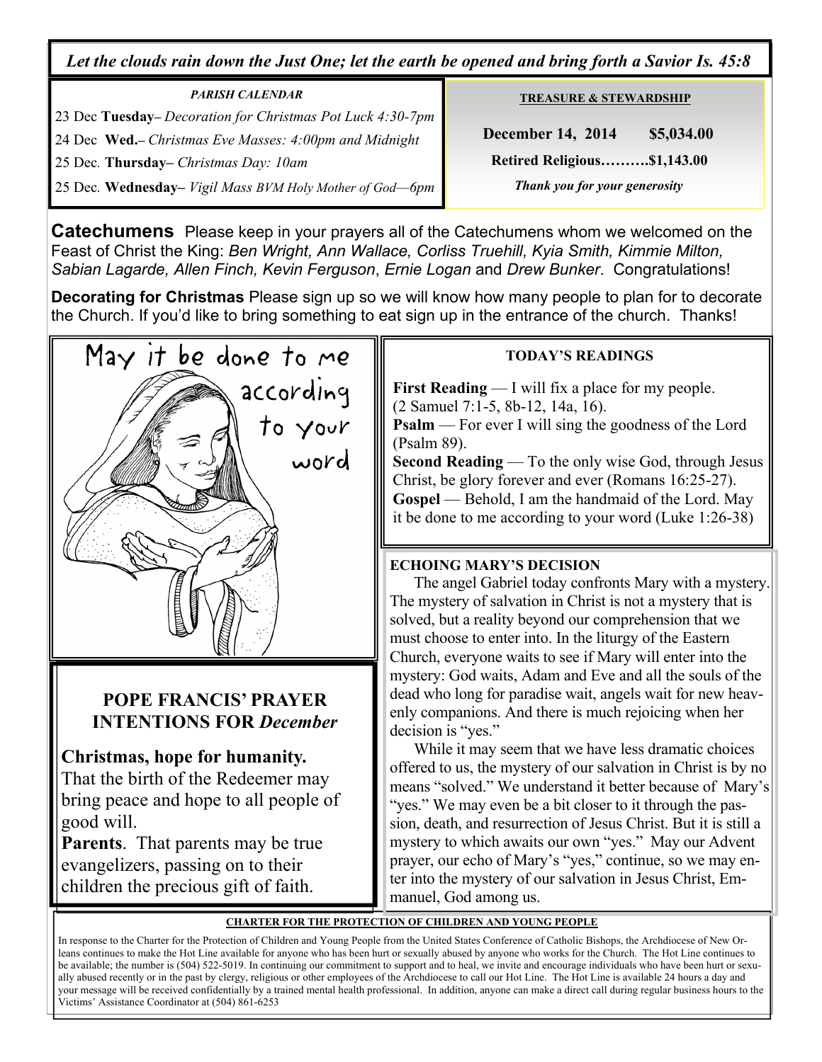*Let the clouds rain down the Just One; let the earth be opened and bring forth a Savior Is. 45:8*

***PARISH CALENDAR***

23 Dec **Tuesday**– *Decoration for Christmas Pot Luck 4:30-7pm*

24 Dec **Wed.**– *Christmas Eve Masses: 4:00pm and Midnight*

25 Dec. **Thursday**– *Christmas Day: 10am*

25 Dec. **Wednesday**– *Vigil Mass BVM Holy Mother of God—6pm*

**TREASURE & STEWARDSHIP**

**December 14, 2014 $5,034.00**

**Retired Religious……….$1,143.00**

***Thank you for your generosity***

**Catechumens** Please keep in your prayers all of the Catechumens whom we welcomed on the Feast of Christ the King: *Ben Wright, Ann Wallace, Corliss Truehill, Kyia Smith, Kimmie Milton, Sabian Lagarde, Allen Finch, Kevin Ferguson*, *Ernie Logan* and *Drew Bunker*. Congratulations!

**Decorating for Christmas** Please sign up so we will know how many people to plan for to decorate the Church. If you'd like to bring something to eat sign up in the entrance of the church. Thanks!

May it be done to me according to your word

## POPE FRANCIS' PRAYER INTENTIONS FOR *December*

**Christmas, hope for humanity.** That the birth of the Redeemer may bring peace and hope to all people of good will.

**Parents**. That parents may be true evangelizers, passing on to their children the precious gift of faith.

## TODAY'S READINGS

**First Reading** — I will fix a place for my people. (2 Samuel 7:1-5, 8b-12, 14a, 16).

**Psalm** — For ever I will sing the goodness of the Lord (Psalm 89).

**Second Reading** — To the only wise God, through Jesus Christ, be glory forever and ever (Romans 16:25-27).

**Gospel** — Behold, I am the handmaid of the Lord. May it be done to me according to your word (Luke 1:26-38)

## ECHOING MARY'S DECISION

The angel Gabriel today confronts Mary with a mystery. The mystery of salvation in Christ is not a mystery that is solved, but a reality beyond our comprehension that we must choose to enter into. In the liturgy of the Eastern Church, everyone waits to see if Mary will enter into the mystery: God waits, Adam and Eve and all the souls of the dead who long for paradise wait, angels wait for new heavenly companions. And there is much rejoicing when her decision is "yes."

While it may seem that we have less dramatic choices offered to us, the mystery of our salvation in Christ is by no means "solved." We understand it better because of Mary's "yes." We may even be a bit closer to it through the passion, death, and resurrection of Jesus Christ. But it is still a mystery to which awaits our own "yes." May our Advent prayer, our echo of Mary's "yes," continue, so we may enter into the mystery of our salvation in Jesus Christ, Emmanuel, God among us.

**CHARTER FOR THE PROTECTION OF CHILDREN AND YOUNG PEOPLE**

In response to the Charter for the Protection of Children and Young People from the United States Conference of Catholic Bishops, the Archdiocese of New Orleans continues to make the Hot Line available for anyone who has been hurt or sexually abused by anyone who works for the Church. The Hot Line continues to be available; the number is (504) 522-5019. In continuing our commitment to support and to heal, we invite and encourage individuals who have been hurt or sexually abused recently or in the past by clergy, religious or other employees of the Archdiocese to call our Hot Line. The Hot Line is available 24 hours a day and your message will be received confidentially by a trained mental health professional. In addition, anyone can make a direct call during regular business hours to the Victims' Assistance Coordinator at (504) 861-6253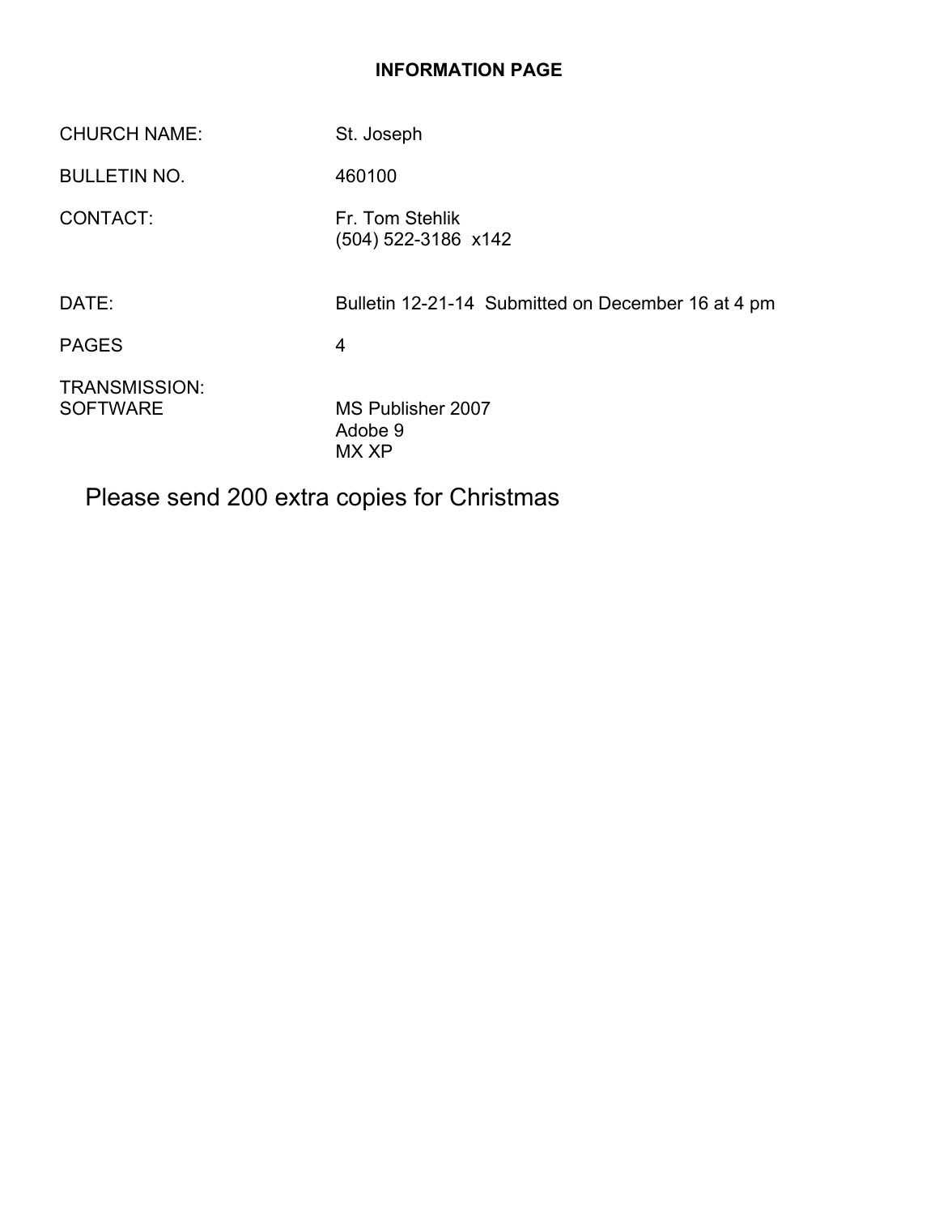**INFORMATION PAGE**

| | |
|---|---|
| CHURCH NAME: | St. Joseph |
| BULLETIN NO. | 460100 |
| CONTACT: | Fr. Tom Stehlik<br>(504) 522-3186 x142 |
| DATE: | Bulletin 12-21-14 Submitted on December 16 at 4 pm |
| PAGES | 4 |
| TRANSMISSION:<br>SOFTWARE | MS Publisher 2007<br>Adobe 9<br>MX XP |

Please send 200 extra copies for Christmas